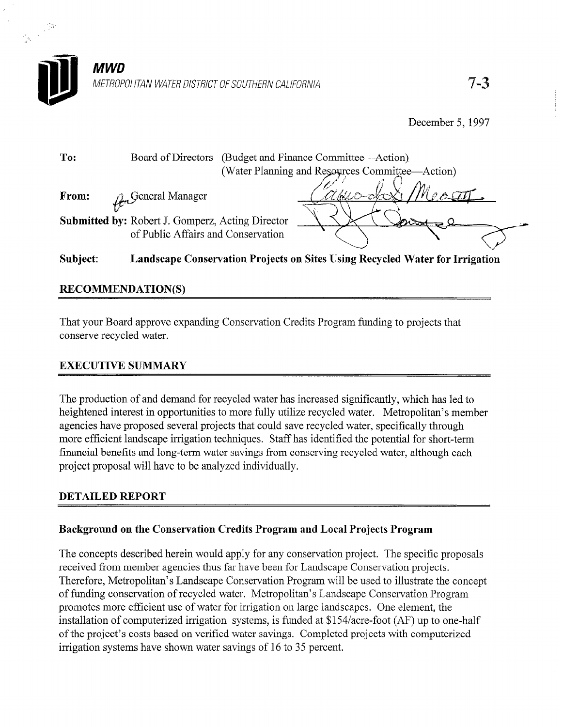**MWD**

*METROPOLITAN WATER DISTRICT OF SOUTHERN CALIFORNIA*

7-3

December 5, 1997

**To:** Board of Directors (Budget and Finance Committee—Action)
(Water Planning and Resources Committee—Action)

**From:** General Manager

**Submitted by:** Robert J. Gomperz, Acting Director of Public Affairs and Conservation

**Subject:** **Landscape Conservation Projects on Sites Using Recycled Water for Irrigation**

## RECOMMENDATION(S)

That your Board approve expanding Conservation Credits Program funding to projects that conserve recycled water.

## EXECUTIVE SUMMARY

The production of and demand for recycled water has increased significantly, which has led to heightened interest in opportunities to more fully utilize recycled water. Metropolitan's member agencies have proposed several projects that could save recycled water, specifically through more efficient landscape irrigation techniques. Staff has identified the potential for short-term financial benefits and long-term water savings from conserving recycled water, although each project proposal will have to be analyzed individually.

## DETAILED REPORT

### Background on the Conservation Credits Program and Local Projects Program

The concepts described herein would apply for any conservation project. The specific proposals received from member agencies thus far have been for Landscape Conservation projects. Therefore, Metropolitan's Landscape Conservation Program will be used to illustrate the concept of funding conservation of recycled water. Metropolitan's Landscape Conservation Program promotes more efficient use of water for irrigation on large landscapes. One element, the installation of computerized irrigation systems, is funded at $154/acre-foot (AF) up to one-half of the project's costs based on verified water savings. Completed projects with computerized irrigation systems have shown water savings of 16 to 35 percent.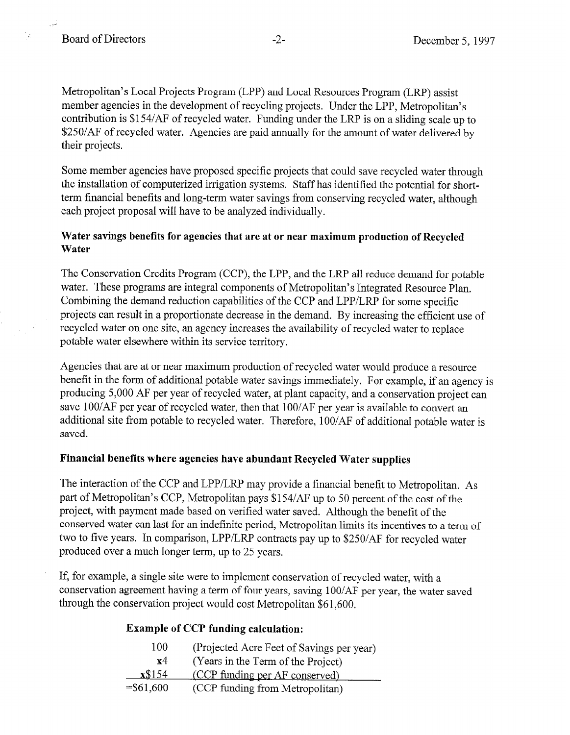Metropolitan's Local Projects Program (LPP) and Local Resources Program (LRP) assist member agencies in the development of recycling projects. Under the LPP, Metropolitan's contribution is $154/AF of recycled water. Funding under the LRP is on a sliding scale up to $250/AF of recycled water. Agencies are paid annually for the amount of water delivered by their projects.

Some member agencies have proposed specific projects that could save recycled water through the installation of computerized irrigation systems. Staff has identified the potential for short-term financial benefits and long-term water savings from conserving recycled water, although each project proposal will have to be analyzed individually.

**Water savings benefits for agencies that are at or near maximum production of Recycled Water**

The Conservation Credits Program (CCP), the LPP, and the LRP all reduce demand for potable water. These programs are integral components of Metropolitan's Integrated Resource Plan. Combining the demand reduction capabilities of the CCP and LPP/LRP for some specific projects can result in a proportionate decrease in the demand. By increasing the efficient use of recycled water on one site, an agency increases the availability of recycled water to replace potable water elsewhere within its service territory.

Agencies that are at or near maximum production of recycled water would produce a resource benefit in the form of additional potable water savings immediately. For example, if an agency is producing 5,000 AF per year of recycled water, at plant capacity, and a conservation project can save 100/AF per year of recycled water, then that 100/AF per year is available to convert an additional site from potable to recycled water. Therefore, 100/AF of additional potable water is saved.

**Financial benefits where agencies have abundant Recycled Water supplies**

The interaction of the CCP and LPP/LRP may provide a financial benefit to Metropolitan. As part of Metropolitan's CCP, Metropolitan pays $154/AF up to 50 percent of the cost of the project, with payment made based on verified water saved. Although the benefit of the conserved water can last for an indefinite period, Metropolitan limits its incentives to a term of two to five years. In comparison, LPP/LRP contracts pay up to $250/AF for recycled water produced over a much longer term, up to 25 years.

If, for example, a single site were to implement conservation of recycled water, with a conservation agreement having a term of four years, saving 100/AF per year, the water saved through the conservation project would cost Metropolitan $61,600.

**Example of CCP funding calculation:**

| | |
|---|---|
| 100 | (Projected Acre Feet of Savings per year) |
| x4 | (Years in the Term of the Project) |
| x$154 | (CCP funding per AF conserved) |
| =$61,600 | (CCP funding from Metropolitan) |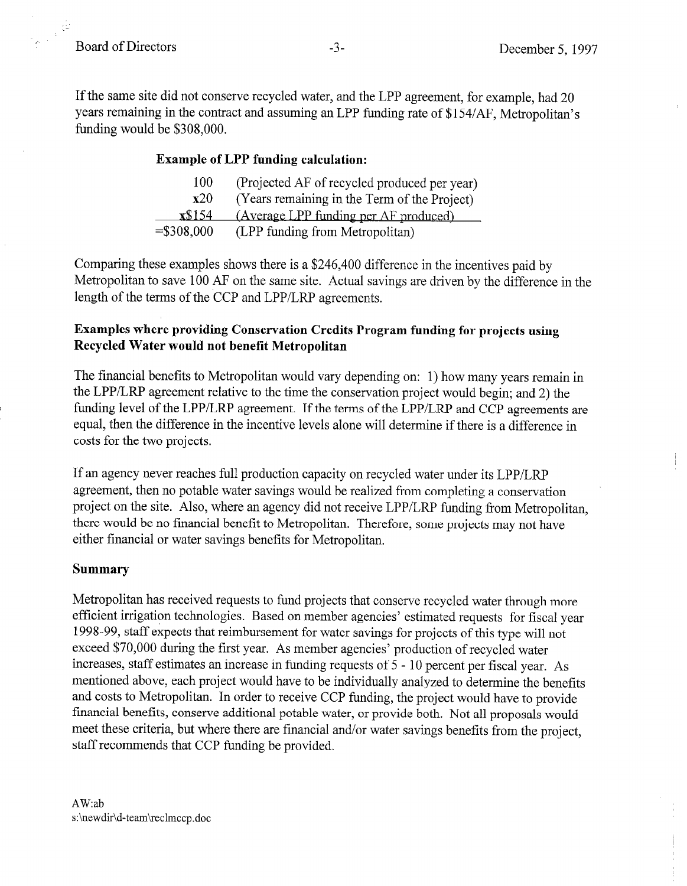If the same site did not conserve recycled water, and the LPP agreement, for example, had 20 years remaining in the contract and assuming an LPP funding rate of $154/AF, Metropolitan's funding would be $308,000.

**Example of LPP funding calculation:**

| | |
|---|---|
| 100 | (Projected AF of recycled produced per year) |
| **x20** | (Years remaining in the Term of the Project) |
| x$154 | (Average LPP funding per AF produced) |
| =$308,000 | (LPP funding from Metropolitan) |

Comparing these examples shows there is a $246,400 difference in the incentives paid by Metropolitan to save 100 AF on the same site. Actual savings are driven by the difference in the length of the terms of the CCP and LPP/LRP agreements.

### Examples where providing Conservation Credits Program funding for projects using Recycled Water would not benefit Metropolitan

The financial benefits to Metropolitan would vary depending on: 1) how many years remain in the LPP/LRP agreement relative to the time the conservation project would begin; and 2) the funding level of the LPP/LRP agreement. If the terms of the LPP/LRP and CCP agreements are equal, then the difference in the incentive levels alone will determine if there is a difference in costs for the two projects.

If an agency never reaches full production capacity on recycled water under its LPP/LRP agreement, then no potable water savings would be realized from completing a conservation project on the site. Also, where an agency did not receive LPP/LRP funding from Metropolitan, there would be no financial benefit to Metropolitan. Therefore, some projects may not have either financial or water savings benefits for Metropolitan.

### Summary

Metropolitan has received requests to fund projects that conserve recycled water through more efficient irrigation technologies. Based on member agencies' estimated requests for fiscal year 1998-99, staff expects that reimbursement for water savings for projects of this type will not exceed $70,000 during the first year. As member agencies' production of recycled water increases, staff estimates an increase in funding requests of 5 - 10 percent per fiscal year. As mentioned above, each project would have to be individually analyzed to determine the benefits and costs to Metropolitan. In order to receive CCP funding, the project would have to provide financial benefits, conserve additional potable water, or provide both. Not all proposals would meet these criteria, but where there are financial and/or water savings benefits from the project, staff recommends that CCP funding be provided.

AW:ab
s:\newdir\d-team\reclmccp.doc